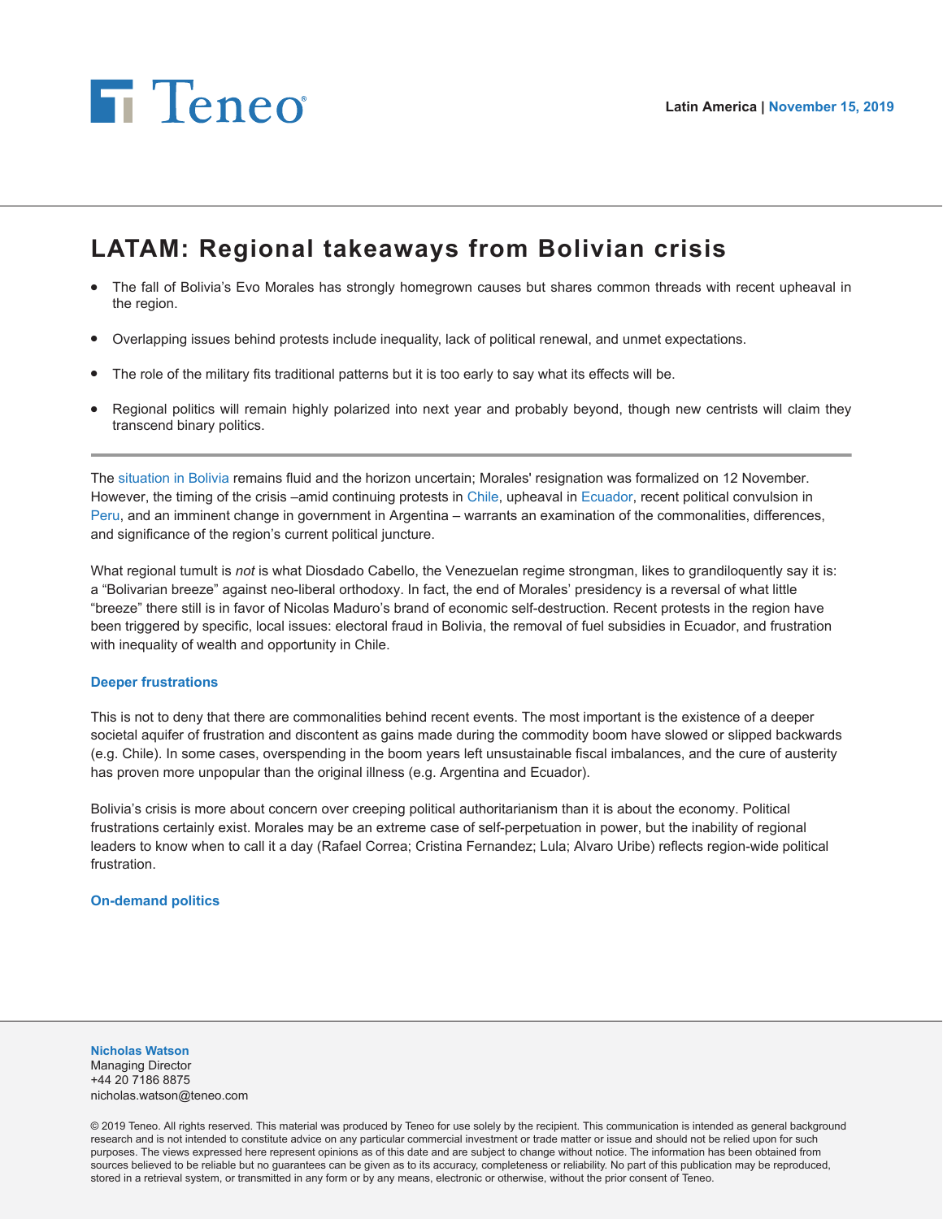Latin America | November 15, 2019

# LATAM: Regional takeaways from Bolivian crisis

- The fall of Bolivia's Evo Morales has strongly homegrown causes but shares common threads with recent upheaval in the region.
- Overlapping issues behind protests include inequality, lack of political renewal, and unmet expectations.
- The role of the military fits traditional patterns but it is too early to say what its effects will be.
- Regional politics will remain highly polarized into next year and probably beyond, though new centrists will claim they transcend binary politics.

---

The situation in Bolivia remains fluid and the horizon uncertain; Morales' resignation was formalized on 12 November. However, the timing of the crisis –amid continuing protests in Chile, upheaval in Ecuador, recent political convulsion in Peru, and an imminent change in government in Argentina – warrants an examination of the commonalities, differences, and significance of the region's current political juncture.

What regional tumult is *not* is what Diosdado Cabello, the Venezuelan regime strongman, likes to grandiloquently say it is: a "Bolivarian breeze" against neo-liberal orthodoxy. In fact, the end of Morales' presidency is a reversal of what little "breeze" there still is in favor of Nicolas Maduro's brand of economic self-destruction. Recent protests in the region have been triggered by specific, local issues: electoral fraud in Bolivia, the removal of fuel subsidies in Ecuador, and frustration with inequality of wealth and opportunity in Chile.

### Deeper frustrations

This is not to deny that there are commonalities behind recent events. The most important is the existence of a deeper societal aquifer of frustration and discontent as gains made during the commodity boom have slowed or slipped backwards (e.g. Chile). In some cases, overspending in the boom years left unsustainable fiscal imbalances, and the cure of austerity has proven more unpopular than the original illness (e.g. Argentina and Ecuador).

Bolivia's crisis is more about concern over creeping political authoritarianism than it is about the economy. Political frustrations certainly exist. Morales may be an extreme case of self-perpetuation in power, but the inability of regional leaders to know when to call it a day (Rafael Correa; Cristina Fernandez; Lula; Alvaro Uribe) reflects region-wide political frustration.

### On-demand politics

**Nicholas Watson**
Managing Director
+44 20 7186 8875
nicholas.watson@teneo.com

© 2019 Teneo. All rights reserved. This material was produced by Teneo for use solely by the recipient. This communication is intended as general background research and is not intended to constitute advice on any particular commercial investment or trade matter or issue and should not be relied upon for such purposes. The views expressed here represent opinions as of this date and are subject to change without notice. The information has been obtained from sources believed to be reliable but no guarantees can be given as to its accuracy, completeness or reliability. No part of this publication may be reproduced, stored in a retrieval system, or transmitted in any form or by any means, electronic or otherwise, without the prior consent of Teneo.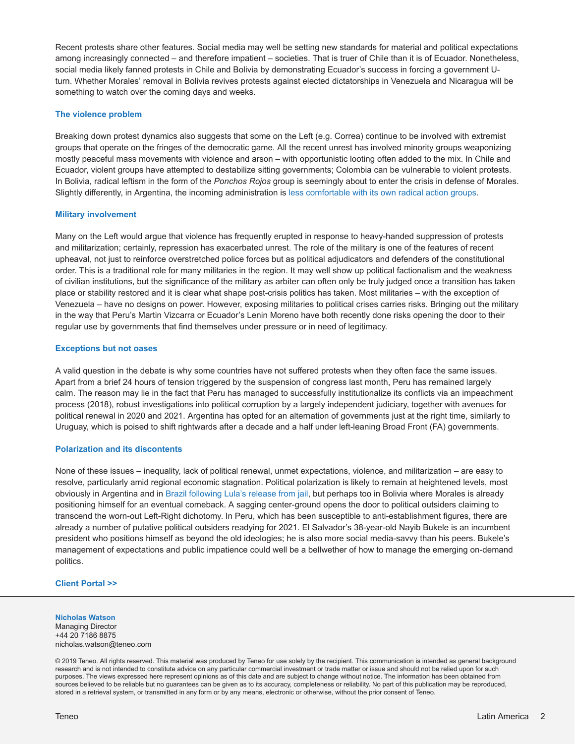Recent protests share other features. Social media may well be setting new standards for material and political expectations among increasingly connected – and therefore impatient – societies. That is truer of Chile than it is of Ecuador. Nonetheless, social media likely fanned protests in Chile and Bolivia by demonstrating Ecuador's success in forcing a government U-turn. Whether Morales' removal in Bolivia revives protests against elected dictatorships in Venezuela and Nicaragua will be something to watch over the coming days and weeks.

### The violence problem

Breaking down protest dynamics also suggests that some on the Left (e.g. Correa) continue to be involved with extremist groups that operate on the fringes of the democratic game. All the recent unrest has involved minority groups weaponizing mostly peaceful mass movements with violence and arson – with opportunistic looting often added to the mix. In Chile and Ecuador, violent groups have attempted to destabilize sitting governments; Colombia can be vulnerable to violent protests. In Bolivia, radical leftism in the form of the *Ponchos Rojos* group is seemingly about to enter the crisis in defense of Morales. Slightly differently, in Argentina, the incoming administration is less comfortable with its own radical action groups.

### Military involvement

Many on the Left would argue that violence has frequently erupted in response to heavy-handed suppression of protests and militarization; certainly, repression has exacerbated unrest. The role of the military is one of the features of recent upheaval, not just to reinforce overstretched police forces but as political adjudicators and defenders of the constitutional order. This is a traditional role for many militaries in the region. It may well show up political factionalism and the weakness of civilian institutions, but the significance of the military as arbiter can often only be truly judged once a transition has taken place or stability restored and it is clear what shape post-crisis politics has taken. Most militaries – with the exception of Venezuela – have no designs on power. However, exposing militaries to political crises carries risks. Bringing out the military in the way that Peru's Martin Vizcarra or Ecuador's Lenin Moreno have both recently done risks opening the door to their regular use by governments that find themselves under pressure or in need of legitimacy.

### Exceptions but not oases

A valid question in the debate is why some countries have not suffered protests when they often face the same issues. Apart from a brief 24 hours of tension triggered by the suspension of congress last month, Peru has remained largely calm. The reason may lie in the fact that Peru has managed to successfully institutionalize its conflicts via an impeachment process (2018), robust investigations into political corruption by a largely independent judiciary, together with avenues for political renewal in 2020 and 2021. Argentina has opted for an alternation of governments just at the right time, similarly to Uruguay, which is poised to shift rightwards after a decade and a half under left-leaning Broad Front (FA) governments.

### Polarization and its discontents

None of these issues – inequality, lack of political renewal, unmet expectations, violence, and militarization – are easy to resolve, particularly amid regional economic stagnation. Political polarization is likely to remain at heightened levels, most obviously in Argentina and in Brazil following Lula's release from jail, but perhaps too in Bolivia where Morales is already positioning himself for an eventual comeback. A sagging center-ground opens the door to political outsiders claiming to transcend the worn-out Left-Right dichotomy. In Peru, which has been susceptible to anti-establishment figures, there are already a number of putative political outsiders readying for 2021. El Salvador's 38-year-old Nayib Bukele is an incumbent president who positions himself as beyond the old ideologies; he is also more social media-savvy than his peers. Bukele's management of expectations and public impatience could well be a bellwether of how to manage the emerging on-demand politics.

**Client Portal >>**

---

**Nicholas Watson**
Managing Director
+44 20 7186 8875
nicholas.watson@teneo.com

© 2019 Teneo. All rights reserved. This material was produced by Teneo for use solely by the recipient. This communication is intended as general background research and is not intended to constitute advice on any particular commercial investment or trade matter or issue and should not be relied upon for such purposes. The views expressed here represent opinions as of this date and are subject to change without notice. The information has been obtained from sources believed to be reliable but no guarantees can be given as to its accuracy, completeness or reliability. No part of this publication may be reproduced, stored in a retrieval system, or transmitted in any form or by any means, electronic or otherwise, without the prior consent of Teneo.